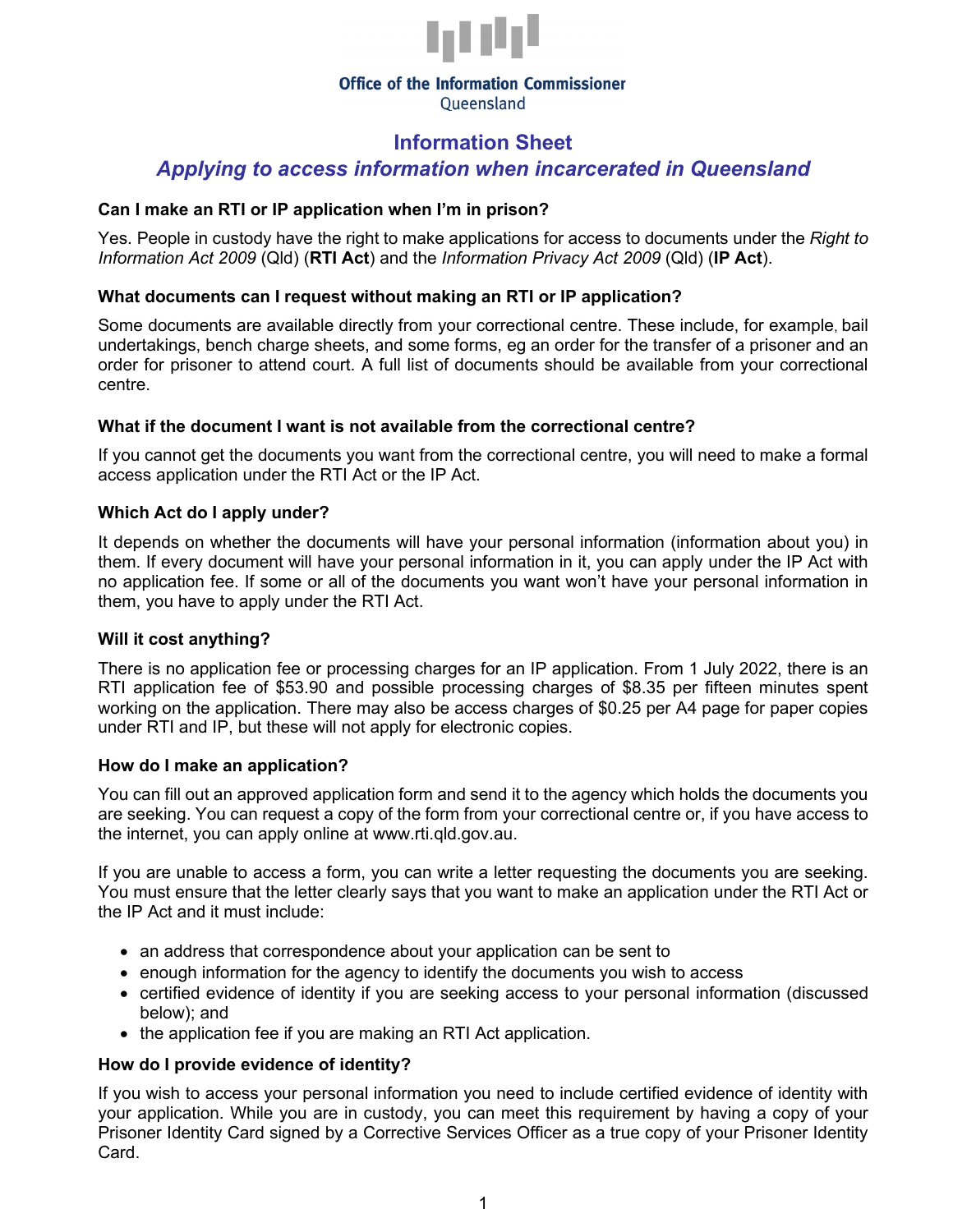Office of the Information Commissioner
Queensland

# Information Sheet

## *Applying to access information when incarcerated in Queensland*

### Can I make an RTI or IP application when I'm in prison?

Yes. People in custody have the right to make applications for access to documents under the *Right to Information Act 2009* (Qld) (**RTI Act**) and the *Information Privacy Act 2009* (Qld) (**IP Act**).

### What documents can I request without making an RTI or IP application?

Some documents are available directly from your correctional centre. These include, for example, bail undertakings, bench charge sheets, and some forms, eg an order for the transfer of a prisoner and an order for prisoner to attend court. A full list of documents should be available from your correctional centre.

### What if the document I want is not available from the correctional centre?

If you cannot get the documents you want from the correctional centre, you will need to make a formal access application under the RTI Act or the IP Act.

### Which Act do I apply under?

It depends on whether the documents will have your personal information (information about you) in them. If every document will have your personal information in it, you can apply under the IP Act with no application fee. If some or all of the documents you want won't have your personal information in them, you have to apply under the RTI Act.

### Will it cost anything?

There is no application fee or processing charges for an IP application. From 1 July 2022, there is an RTI application fee of $53.90 and possible processing charges of $8.35 per fifteen minutes spent working on the application. There may also be access charges of $0.25 per A4 page for paper copies under RTI and IP, but these will not apply for electronic copies.

### How do I make an application?

You can fill out an approved application form and send it to the agency which holds the documents you are seeking. You can request a copy of the form from your correctional centre or, if you have access to the internet, you can apply online at www.rti.qld.gov.au.

If you are unable to access a form, you can write a letter requesting the documents you are seeking. You must ensure that the letter clearly says that you want to make an application under the RTI Act or the IP Act and it must include:

- an address that correspondence about your application can be sent to
- enough information for the agency to identify the documents you wish to access
- certified evidence of identity if you are seeking access to your personal information (discussed below); and
- the application fee if you are making an RTI Act application.

### How do I provide evidence of identity?

If you wish to access your personal information you need to include certified evidence of identity with your application. While you are in custody, you can meet this requirement by having a copy of your Prisoner Identity Card signed by a Corrective Services Officer as a true copy of your Prisoner Identity Card.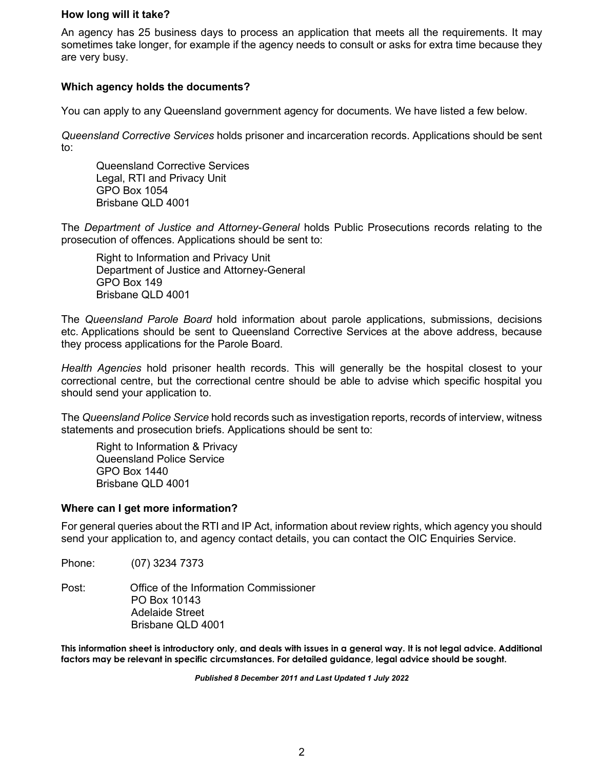### How long will it take?

An agency has 25 business days to process an application that meets all the requirements. It may sometimes take longer, for example if the agency needs to consult or asks for extra time because they are very busy.

### Which agency holds the documents?

You can apply to any Queensland government agency for documents. We have listed a few below.

*Queensland Corrective Services* holds prisoner and incarceration records. Applications should be sent to:

> Queensland Corrective Services
> Legal, RTI and Privacy Unit
> GPO Box 1054
> Brisbane QLD 4001

The *Department of Justice and Attorney-General* holds Public Prosecutions records relating to the prosecution of offences. Applications should be sent to:

> Right to Information and Privacy Unit
> Department of Justice and Attorney-General
> GPO Box 149
> Brisbane QLD 4001

The *Queensland Parole Board* hold information about parole applications, submissions, decisions etc. Applications should be sent to Queensland Corrective Services at the above address, because they process applications for the Parole Board.

*Health Agencies* hold prisoner health records. This will generally be the hospital closest to your correctional centre, but the correctional centre should be able to advise which specific hospital you should send your application to.

The *Queensland Police Service* hold records such as investigation reports, records of interview, witness statements and prosecution briefs. Applications should be sent to:

> Right to Information & Privacy
> Queensland Police Service
> GPO Box 1440
> Brisbane QLD 4001

### Where can I get more information?

For general queries about the RTI and IP Act, information about review rights, which agency you should send your application to, and agency contact details, you can contact the OIC Enquiries Service.

Phone: (07) 3234 7373

Post: Office of the Information Commissioner
PO Box 10143
Adelaide Street
Brisbane QLD 4001

**This information sheet is introductory only, and deals with issues in a general way. It is not legal advice. Additional factors may be relevant in specific circumstances. For detailed guidance, legal advice should be sought.**

***Published 8 December 2011 and Last Updated 1 July 2022***